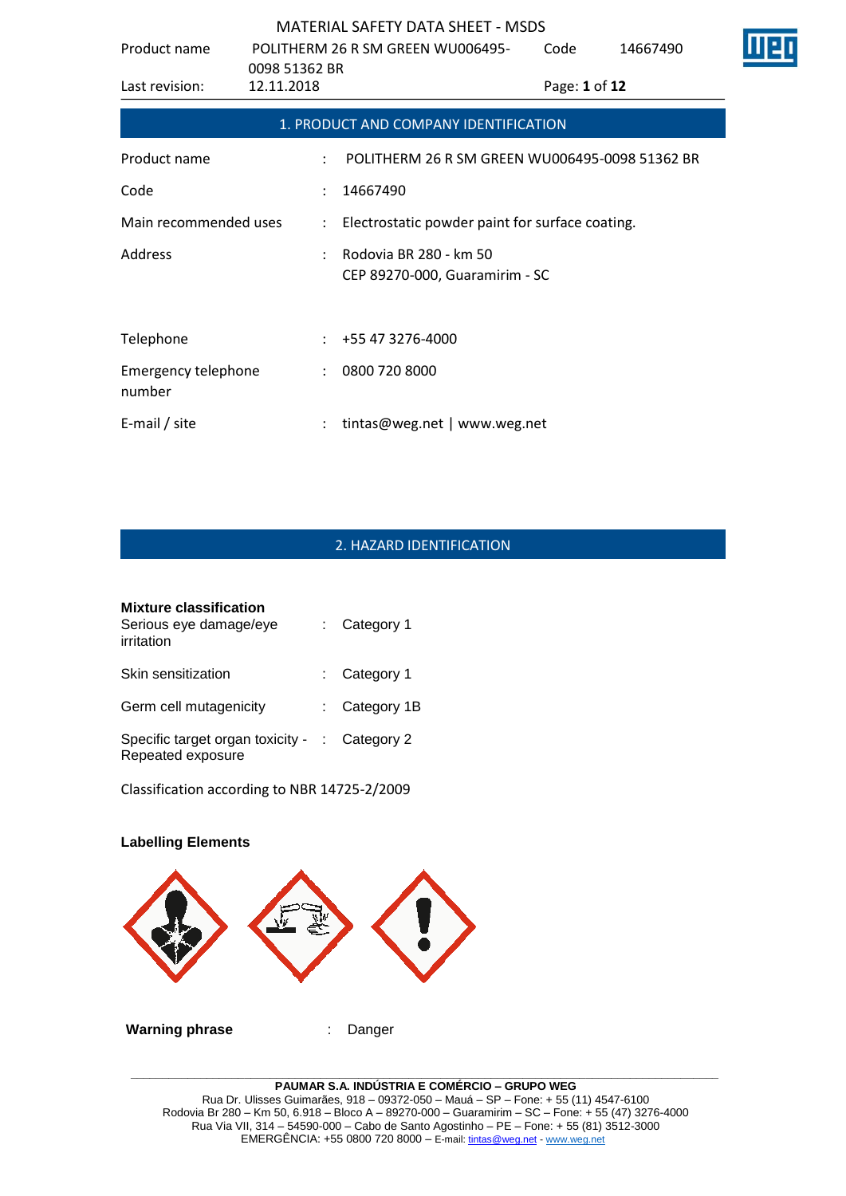## 1. PRODUCT AND COMPANY IDENTIFICATION

| | | |
|---|---|---|
| Product name | : | POLITHERM 26 R SM GREEN WU006495-0098 51362 BR |
| Code | : | 14667490 |
| Main recommended uses | : | Electrostatic powder paint for surface coating. |
| Address | : | Rodovia BR 280 - km 50<br>CEP 89270-000, Guaramirim - SC |
| Telephone | : | +55 47 3276-4000 |
| Emergency telephone number | : | 0800 720 8000 |
| E-mail / site | : | tintas@weg.net \| www.weg.net |

## 2. HAZARD IDENTIFICATION

**Mixture classification**

| | | |
|---|---|---|
| Serious eye damage/eye irritation | : | Category 1 |
| Skin sensitization | : | Category 1 |
| Germ cell mutagenicity | : | Category 1B |
| Specific target organ toxicity - Repeated exposure | : | Category 2 |

Classification according to NBR 14725-2/2009

**Labelling Elements**

**Warning phrase** : Danger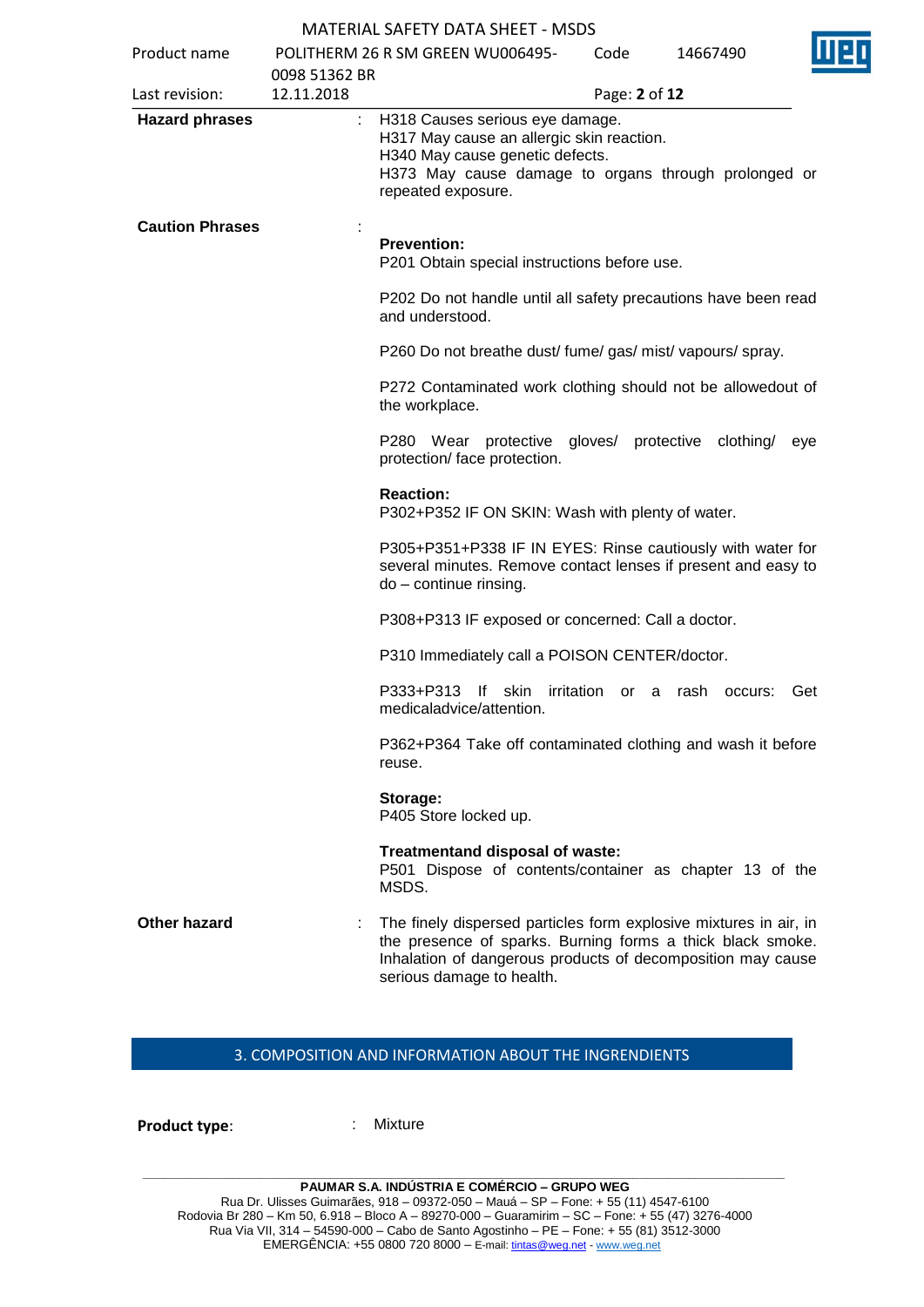**Hazard phrases** : H318 Causes serious eye damage.
H317 May cause an allergic skin reaction.
H340 May cause genetic defects.
H373 May cause damage to organs through prolonged or repeated exposure.

**Caution Phrases** :

**Prevention:**
P201 Obtain special instructions before use.

P202 Do not handle until all safety precautions have been read and understood.

P260 Do not breathe dust/ fume/ gas/ mist/ vapours/ spray.

P272 Contaminated work clothing should not be allowedout of the workplace.

P280 Wear protective gloves/ protective clothing/ eye protection/ face protection.

**Reaction:**
P302+P352 IF ON SKIN: Wash with plenty of water.

P305+P351+P338 IF IN EYES: Rinse cautiously with water for several minutes. Remove contact lenses if present and easy to do – continue rinsing.

P308+P313 IF exposed or concerned: Call a doctor.

P310 Immediately call a POISON CENTER/doctor.

P333+P313 If skin irritation or a rash occurs: Get medicaladvice/attention.

P362+P364 Take off contaminated clothing and wash it before reuse.

**Storage:**
P405 Store locked up.

**Treatmentand disposal of waste:**
P501 Dispose of contents/container as chapter 13 of the MSDS.

**Other hazard** : The finely dispersed particles form explosive mixtures in air, in the presence of sparks. Burning forms a thick black smoke. Inhalation of dangerous products of decomposition may cause serious damage to health.

## 3. COMPOSITION AND INFORMATION ABOUT THE INGRENDIENTS

**Product type**: : Mixture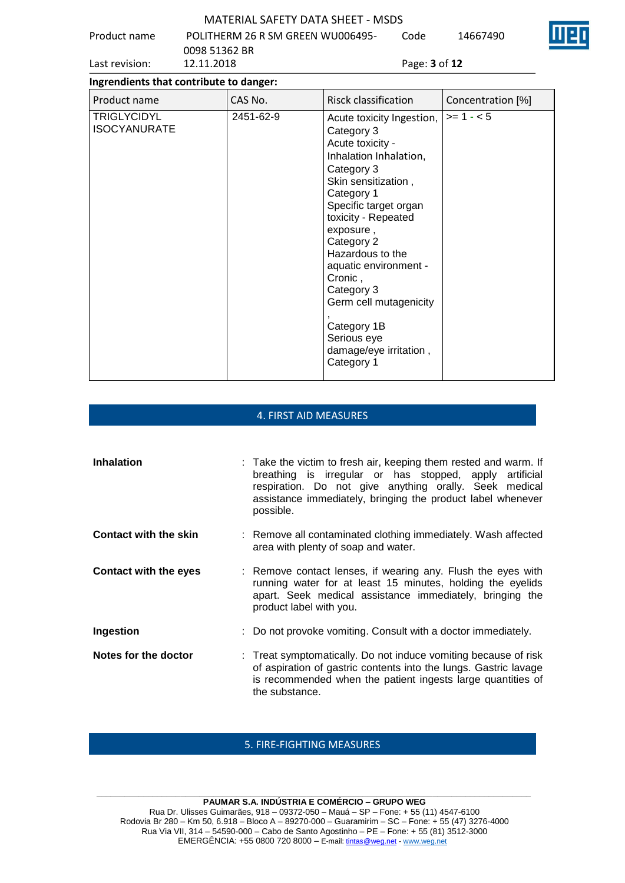**Ingrendients that contribute to danger:**

| Product name | CAS No. | Risck classification | Concentration [%] |
|---|---|---|---|
| TRIGLYCIDYL ISOCYANURATE | 2451-62-9 | Acute toxicity Ingestion, Category 3<br>Acute toxicity - Inhalation Inhalation, Category 3<br>Skin sensitization , Category 1<br>Specific target organ toxicity - Repeated exposure , Category 2<br>Hazardous to the aquatic environment - Cronic , Category 3<br>Germ cell mutagenicity , Category 1B<br>Serious eye damage/eye irritation , Category 1 | >= 1 - < 5 |

## 4. FIRST AID MEASURES

**Inhalation** : Take the victim to fresh air, keeping them rested and warm. If breathing is irregular or has stopped, apply artificial respiration. Do not give anything orally. Seek medical assistance immediately, bringing the product label whenever possible.

**Contact with the skin** : Remove all contaminated clothing immediately. Wash affected area with plenty of soap and water.

**Contact with the eyes** : Remove contact lenses, if wearing any. Flush the eyes with running water for at least 15 minutes, holding the eyelids apart. Seek medical assistance immediately, bringing the product label with you.

**Ingestion** : Do not provoke vomiting. Consult with a doctor immediately.

**Notes for the doctor** : Treat symptomatically. Do not induce vomiting because of risk of aspiration of gastric contents into the lungs. Gastric lavage is recommended when the patient ingests large quantities of the substance.

## 5. FIRE-FIGHTING MEASURES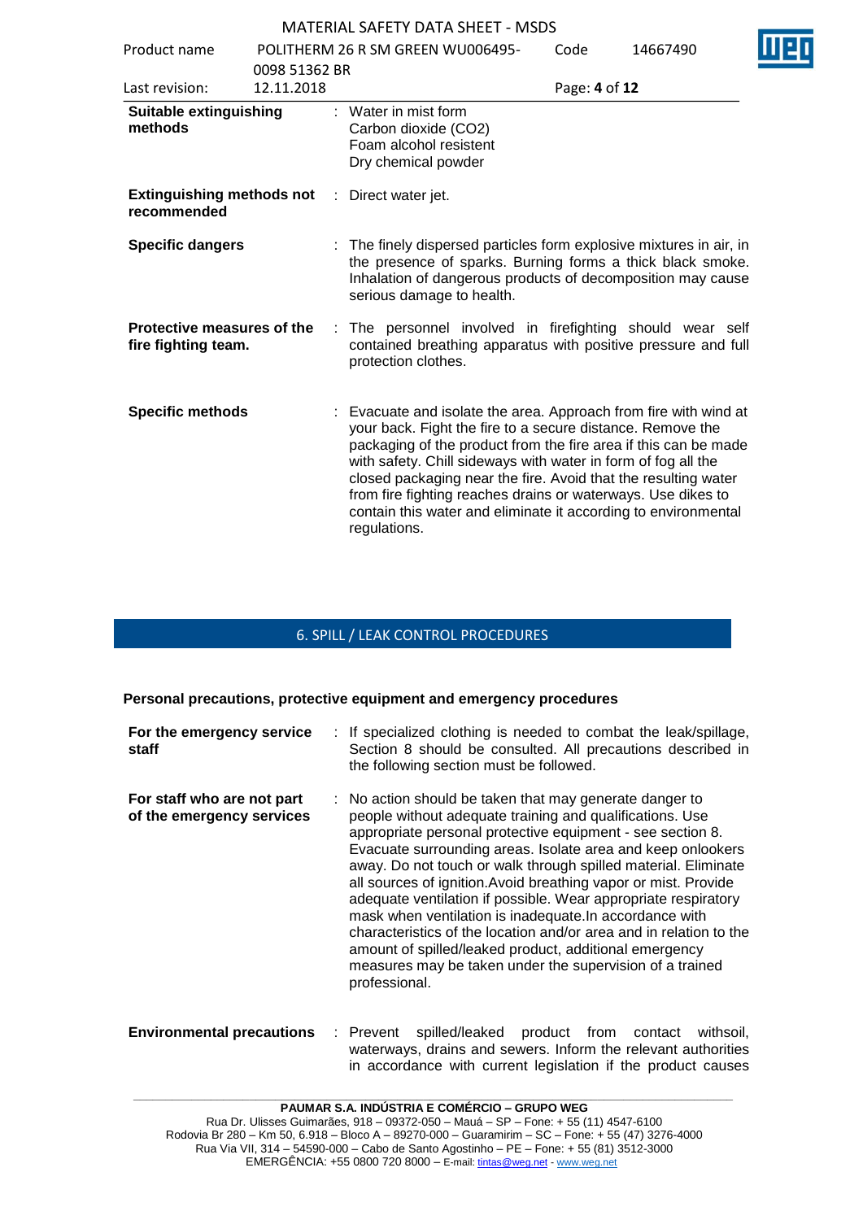**Suitable extinguishing methods** : Water in mist form
Carbon dioxide ($CO_2$)
Foam alcohol resistent
Dry chemical powder

**Extinguishing methods not recommended** : Direct water jet.

**Specific dangers** : The finely dispersed particles form explosive mixtures in air, in the presence of sparks. Burning forms a thick black smoke. Inhalation of dangerous products of decomposition may cause serious damage to health.

**Protective measures of the fire fighting team.** : The personnel involved in firefighting should wear self contained breathing apparatus with positive pressure and full protection clothes.

**Specific methods** : Evacuate and isolate the area. Approach from fire with wind at your back. Fight the fire to a secure distance. Remove the packaging of the product from the fire area if this can be made with safety. Chill sideways with water in form of fog all the closed packaging near the fire. Avoid that the resulting water from fire fighting reaches drains or waterways. Use dikes to contain this water and eliminate it according to environmental regulations.

## 6. SPILL / LEAK CONTROL PROCEDURES

**Personal precautions, protective equipment and emergency procedures**

**For the emergency service staff** : If specialized clothing is needed to combat the leak/spillage, Section 8 should be consulted. All precautions described in the following section must be followed.

**For staff who are not part of the emergency services** : No action should be taken that may generate danger to people without adequate training and qualifications. Use appropriate personal protective equipment - see section 8. Evacuate surrounding areas. Isolate area and keep onlookers away. Do not touch or walk through spilled material. Eliminate all sources of ignition.Avoid breathing vapor or mist. Provide adequate ventilation if possible. Wear appropriate respiratory mask when ventilation is inadequate.In accordance with characteristics of the location and/or area and in relation to the amount of spilled/leaked product, additional emergency measures may be taken under the supervision of a trained professional.

**Environmental precautions** : Prevent spilled/leaked product from contact withsoil, waterways, drains and sewers. Inform the relevant authorities in accordance with current legislation if the product causes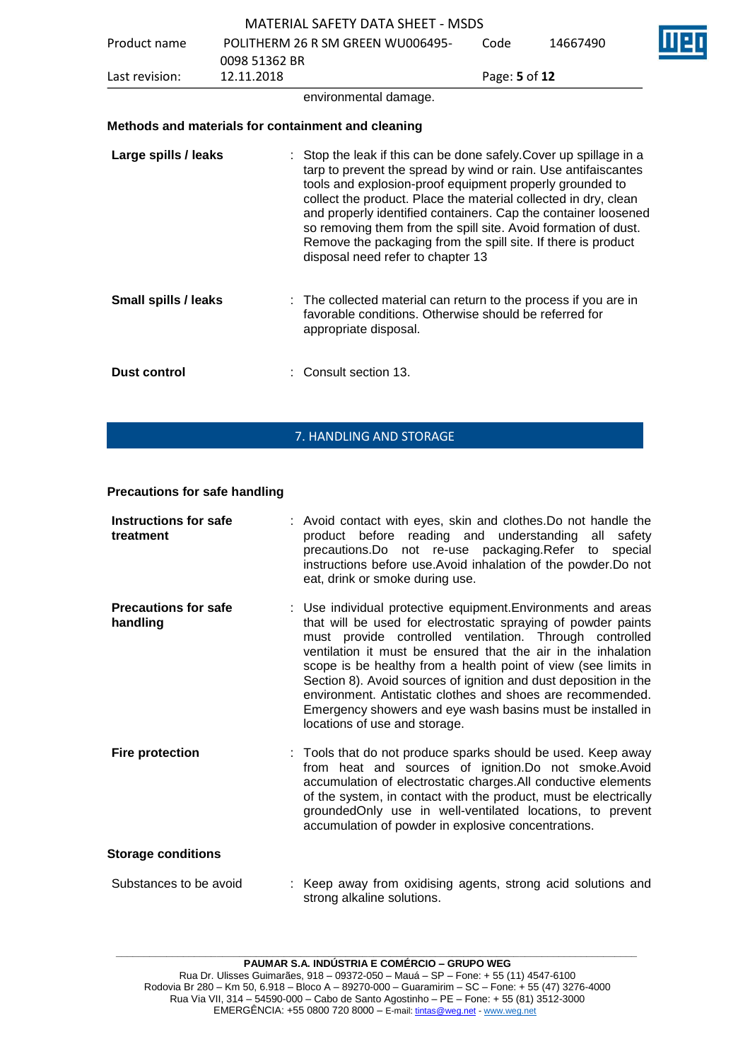environmental damage.

**Methods and materials for containment and cleaning**

**Large spills / leaks** : Stop the leak if this can be done safely.Cover up spillage in a tarp to prevent the spread by wind or rain. Use antifaiscantes tools and explosion-proof equipment properly grounded to collect the product. Place the material collected in dry, clean and properly identified containers. Cap the container loosened so removing them from the spill site. Avoid formation of dust. Remove the packaging from the spill site. If there is product disposal need refer to chapter 13

**Small spills / leaks** : The collected material can return to the process if you are in favorable conditions. Otherwise should be referred for appropriate disposal.

**Dust control** : Consult section 13.

## 7. HANDLING AND STORAGE

**Precautions for safe handling**

**Instructions for safe treatment** : Avoid contact with eyes, skin and clothes.Do not handle the product before reading and understanding all safety precautions.Do not re-use packaging.Refer to special instructions before use.Avoid inhalation of the powder.Do not eat, drink or smoke during use.

**Precautions for safe handling** : Use individual protective equipment.Environments and areas that will be used for electrostatic spraying of powder paints must provide controlled ventilation. Through controlled ventilation it must be ensured that the air in the inhalation scope is be healthy from a health point of view (see limits in Section 8). Avoid sources of ignition and dust deposition in the environment. Antistatic clothes and shoes are recommended. Emergency showers and eye wash basins must be installed in locations of use and storage.

**Fire protection** : Tools that do not produce sparks should be used. Keep away from heat and sources of ignition.Do not smoke.Avoid accumulation of electrostatic charges.All conductive elements of the system, in contact with the product, must be electrically groundedOnly use in well-ventilated locations, to prevent accumulation of powder in explosive concentrations.

**Storage conditions**

Substances to be avoid : Keep away from oxidising agents, strong acid solutions and strong alkaline solutions.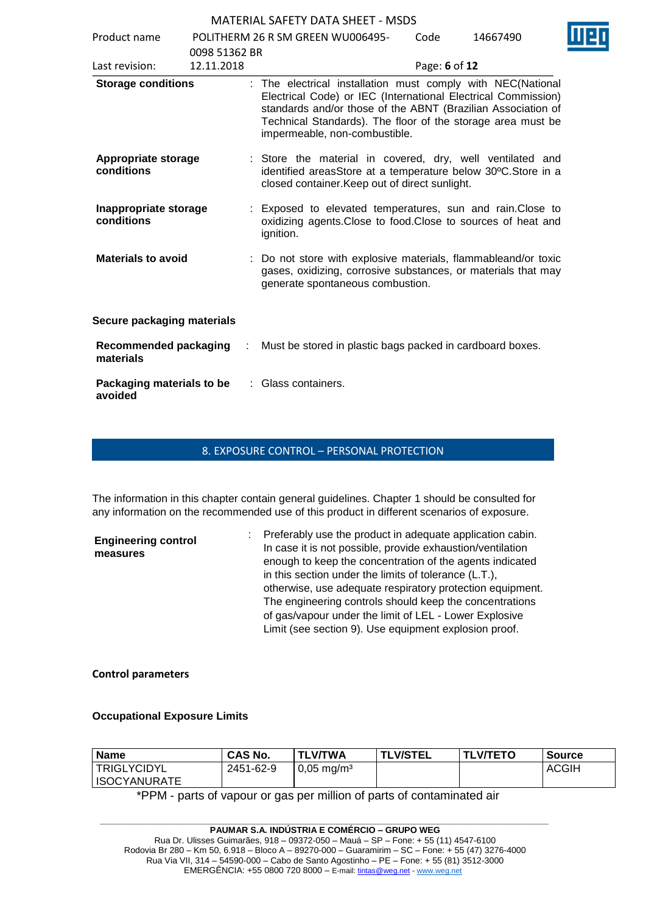**Storage conditions** : The electrical installation must comply with NEC(National Electrical Code) or IEC (International Electrical Commission) standards and/or those of the ABNT (Brazilian Association of Technical Standards). The floor of the storage area must be impermeable, non-combustible.

**Appropriate storage conditions** : Store the material in covered, dry, well ventilated and identified areasStore at a temperature below 30ºC.Store in a closed container.Keep out of direct sunlight.

**Inappropriate storage conditions** : Exposed to elevated temperatures, sun and rain.Close to oxidizing agents.Close to food.Close to sources of heat and ignition.

**Materials to avoid** : Do not store with explosive materials, flammableand/or toxic gases, oxidizing, corrosive substances, or materials that may generate spontaneous combustion.

**Secure packaging materials**

**Recommended packaging materials** : Must be stored in plastic bags packed in cardboard boxes.

**Packaging materials to be avoided** : Glass containers.

## 8. EXPOSURE CONTROL – PERSONAL PROTECTION

The information in this chapter contain general guidelines. Chapter 1 should be consulted for any information on the recommended use of this product in different scenarios of exposure.

**Engineering control measures** : Preferably use the product in adequate application cabin. In case it is not possible, provide exhaustion/ventilation enough to keep the concentration of the agents indicated in this section under the limits of tolerance (L.T.), otherwise, use adequate respiratory protection equipment. The engineering controls should keep the concentrations of gas/vapour under the limit of LEL - Lower Explosive Limit (see section 9). Use equipment explosion proof.

**Control parameters**

**Occupational Exposure Limits**

| Name | CAS No. | TLV/TWA | TLV/STEL | TLV/TETO | Source |
|---|---|---|---|---|---|
| TRIGLYCIDYL ISOCYANURATE | 2451-62-9 | 0,05 mg/m³ | | | ACGIH |

*PPM - parts of vapour or gas per million of parts of contaminated air

**PAUMAR S.A. INDÚSTRIA E COMÉRCIO – GRUPO WEG**
Rua Dr. Ulisses Guimarães, 918 – 09372-050 – Mauá – SP – Fone: + 55 (11) 4547-6100
Rodovia Br 280 – Km 50, 6.918 – Bloco A – 89270-000 – Guaramirim – SC – Fone: + 55 (47) 3276-4000
Rua Via VII, 314 – 54590-000 – Cabo de Santo Agostinho – PE – Fone: + 55 (81) 3512-3000
EMERGÊNCIA: +55 0800 720 8000 – E-mail: tintas@weg.net - www.weg.net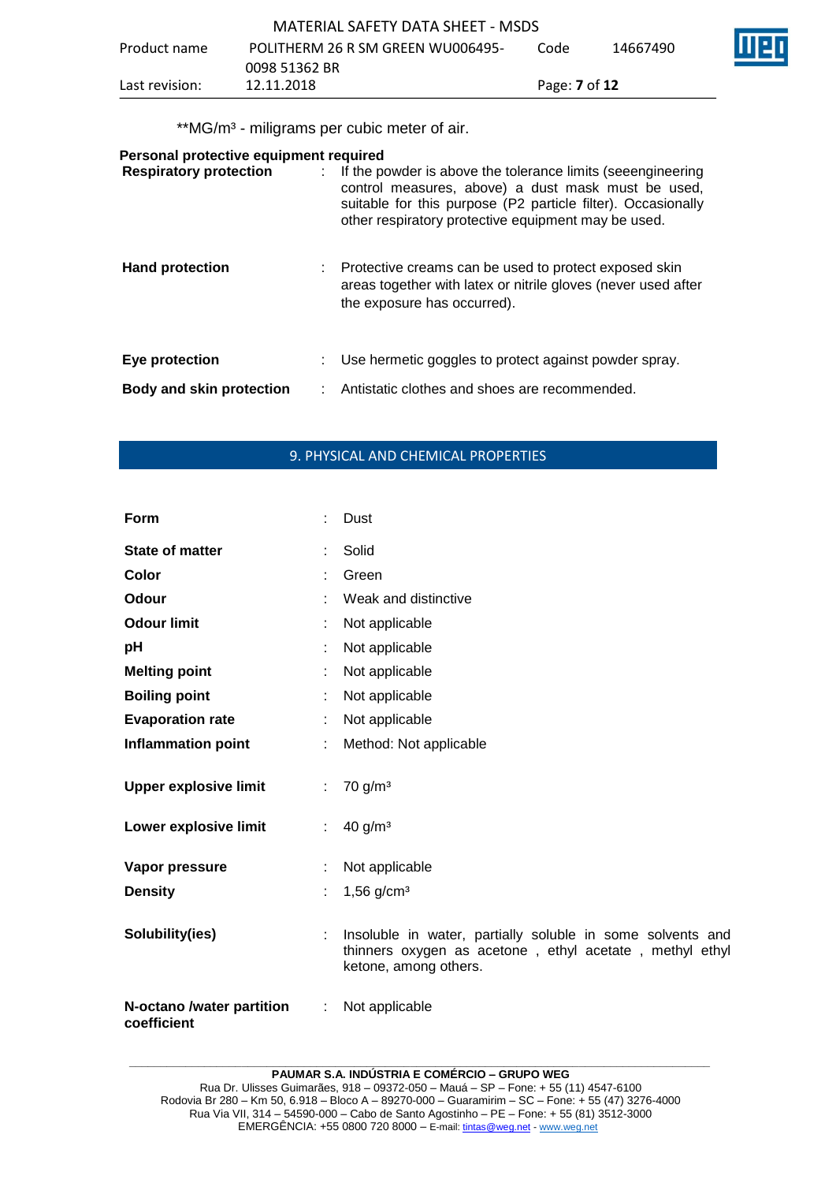**MG/m³ - miligrams per cubic meter of air.

**Personal protective equipment required**

| | | |
|---|---|---|
| **Respiratory protection** | : | If the powder is above the tolerance limits (seeengineering control measures, above) a dust mask must be used, suitable for this purpose (P2 particle filter). Occasionally other respiratory protective equipment may be used. |
| **Hand protection** | : | Protective creams can be used to protect exposed skin areas together with latex or nitrile gloves (never used after the exposure has occurred). |
| **Eye protection** | : | Use hermetic goggles to protect against powder spray. |
| **Body and skin protection** | : | Antistatic clothes and shoes are recommended. |

## 9. PHYSICAL AND CHEMICAL PROPERTIES

| | | |
|---|---|---|
| **Form** | : | Dust |
| **State of matter** | : | Solid |
| **Color** | : | Green |
| **Odour** | : | Weak and distinctive |
| **Odour limit** | : | Not applicable |
| **pH** | : | Not applicable |
| **Melting point** | : | Not applicable |
| **Boiling point** | : | Not applicable |
| **Evaporation rate** | : | Not applicable |
| **Inflammation point** | : | Method: Not applicable |
| **Upper explosive limit** | : | 70 g/m³ |
| **Lower explosive limit** | : | 40 g/m³ |
| **Vapor pressure** | : | Not applicable |
| **Density** | : | 1,56 g/cm³ |
| **Solubility(ies)** | : | Insoluble in water, partially soluble in some solvents and thinners oxygen as acetone , ethyl acetate , methyl ethyl ketone, among others. |
| **N-octano /water partition coefficient** | : | Not applicable |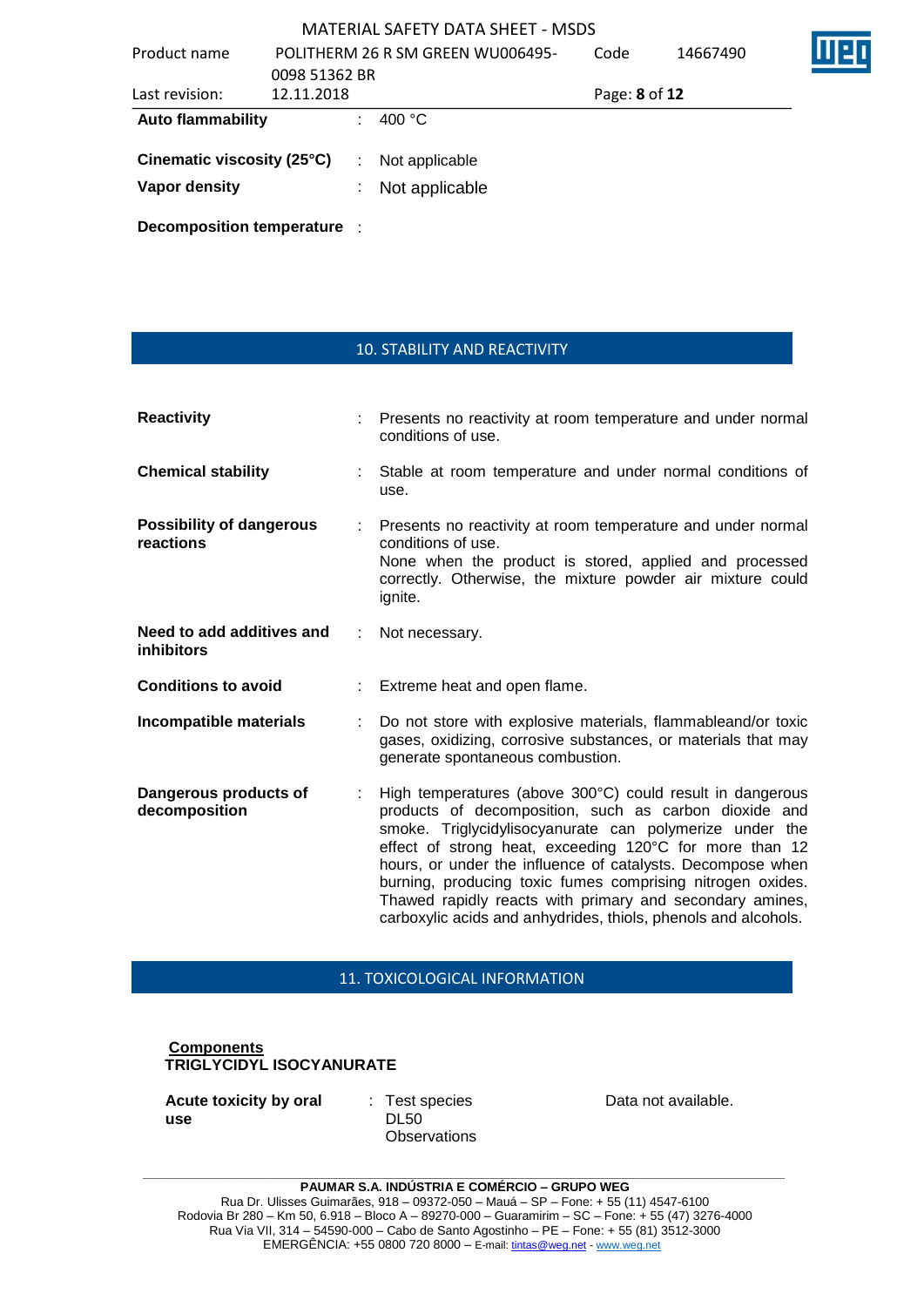| | | |
|---|---|---|
| **Auto flammability** | : | 400 °C |
| **Cinematic viscosity (25°C)** | : | Not applicable |
| **Vapor density** | : | Not applicable |
| **Decomposition temperature** | : | |

## 10. STABILITY AND REACTIVITY

| | | |
|---|---|---|
| **Reactivity** | : | Presents no reactivity at room temperature and under normal conditions of use. |
| **Chemical stability** | : | Stable at room temperature and under normal conditions of use. |
| **Possibility of dangerous reactions** | : | Presents no reactivity at room temperature and under normal conditions of use. None when the product is stored, applied and processed correctly. Otherwise, the mixture powder air mixture could ignite. |
| **Need to add additives and inhibitors** | : | Not necessary. |
| **Conditions to avoid** | : | Extreme heat and open flame. |
| **Incompatible materials** | : | Do not store with explosive materials, flammableand/or toxic gases, oxidizing, corrosive substances, or materials that may generate spontaneous combustion. |
| **Dangerous products of decomposition** | : | High temperatures (above 300°C) could result in dangerous products of decomposition, such as carbon dioxide and smoke. Triglycidylisocyanurate can polymerize under the effect of strong heat, exceeding 120°C for more than 12 hours, or under the influence of catalysts. Decompose when burning, producing toxic fumes comprising nitrogen oxides. Thawed rapidly reacts with primary and secondary amines, carboxylic acids and anhydrides, thiols, phenols and alcohols. |

## 11. TOXICOLOGICAL INFORMATION

**Components**
**TRIGLYCIDYL ISOCYANURATE**

| | | | |
|---|---|---|---|
| **Acute toxicity by oral use** | : | Test species<br>DL50<br>Observations | Data not available. |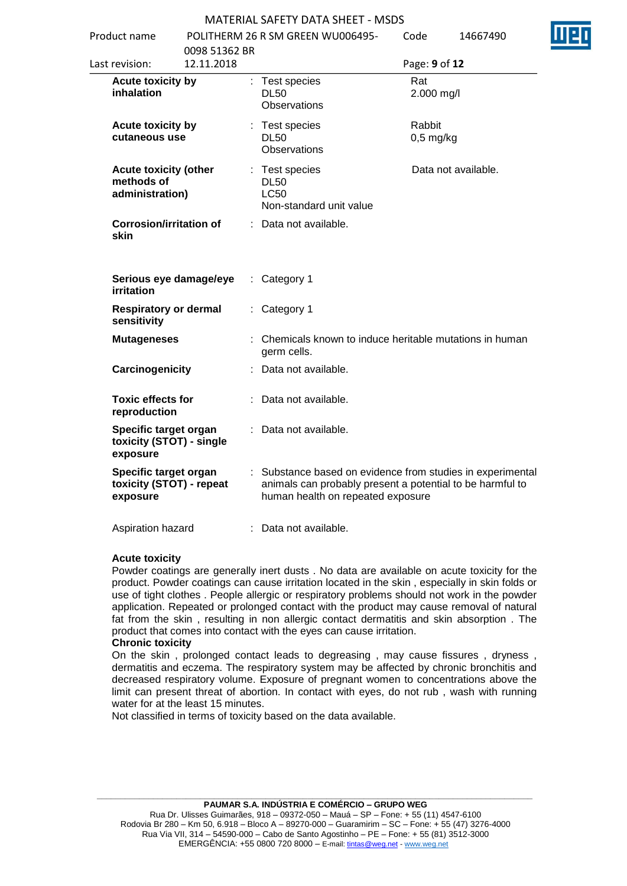| | | | |
|---|---|---|---|
| **Acute toxicity by inhalation** | : | Test species<br>DL50<br>Observations | Rat<br>2.000 mg/l |
| **Acute toxicity by cutaneous use** | : | Test species<br>DL50<br>Observations | Rabbit<br>0,5 mg/kg |
| **Acute toxicity (other methods of administration)** | : | Test species<br>DL50<br>LC50<br>Non-standard unit value | Data not available. |
| **Corrosion/irritation of skin** | : | Data not available. | |
| **Serious eye damage/eye irritation** | : | Category 1 | |
| **Respiratory or dermal sensitivity** | : | Category 1 | |
| **Mutageneses** | : | Chemicals known to induce heritable mutations in human germ cells. | |
| **Carcinogenicity** | : | Data not available. | |
| **Toxic effects for reproduction** | : | Data not available. | |
| **Specific target organ toxicity (STOT) - single exposure** | : | Data not available. | |
| **Specific target organ toxicity (STOT) - repeat exposure** | : | Substance based on evidence from studies in experimental animals can probably present a potential to be harmful to human health on repeated exposure | |
| Aspiration hazard | : | Data not available. | |

**Acute toxicity**

Powder coatings are generally inert dusts . No data are available on acute toxicity for the product. Powder coatings can cause irritation located in the skin , especially in skin folds or use of tight clothes . People allergic or respiratory problems should not work in the powder application. Repeated or prolonged contact with the product may cause removal of natural fat from the skin , resulting in non allergic contact dermatitis and skin absorption . The product that comes into contact with the eyes can cause irritation.

**Chronic toxicity**

On the skin , prolonged contact leads to degreasing , may cause fissures , dryness , dermatitis and eczema. The respiratory system may be affected by chronic bronchitis and decreased respiratory volume. Exposure of pregnant women to concentrations above the limit can present threat of abortion. In contact with eyes, do not rub , wash with running water for at the least 15 minutes.

Not classified in terms of toxicity based on the data available.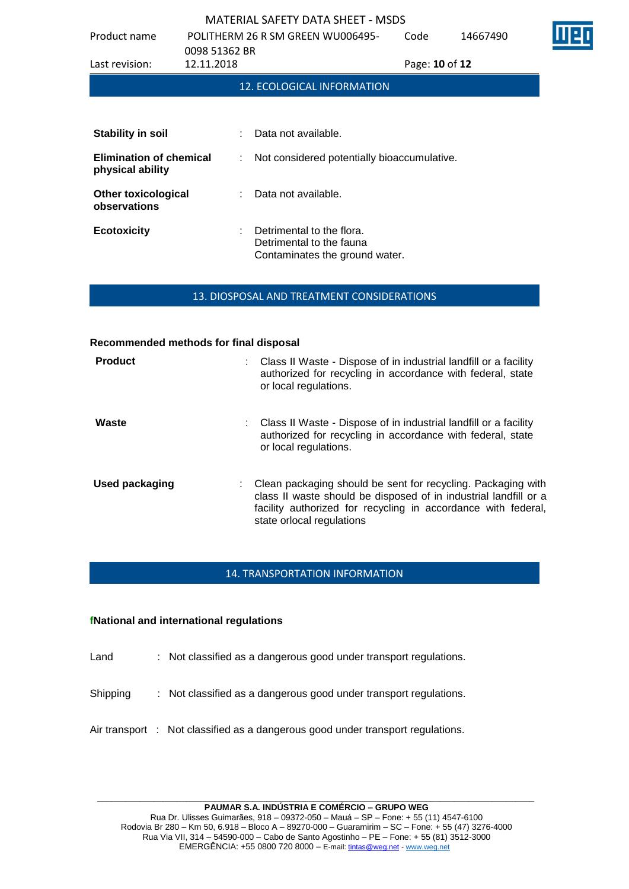## 12. ECOLOGICAL INFORMATION

**Stability in soil** : Data not available.

**Elimination of chemical physical ability** : Not considered potentially bioaccumulative.

**Other toxicological observations** : Data not available.

**Ecotoxicity** : Detrimental to the flora.
Detrimental to the fauna
Contaminates the ground water.

## 13. DIOSPOSAL AND TREATMENT CONSIDERATIONS

**Recommended methods for final disposal**

**Product** : Class II Waste - Dispose of in industrial landfill or a facility authorized for recycling in accordance with federal, state or local regulations.

**Waste** : Class II Waste - Dispose of in industrial landfill or a facility authorized for recycling in accordance with federal, state or local regulations.

**Used packaging** : Clean packaging should be sent for recycling. Packaging with class II waste should be disposed of in industrial landfill or a facility authorized for recycling in accordance with federal, state orlocal regulations

## 14. TRANSPORTATION INFORMATION

**fNational and international regulations**

Land : Not classified as a dangerous good under transport regulations.

Shipping : Not classified as a dangerous good under transport regulations.

Air transport : Not classified as a dangerous good under transport regulations.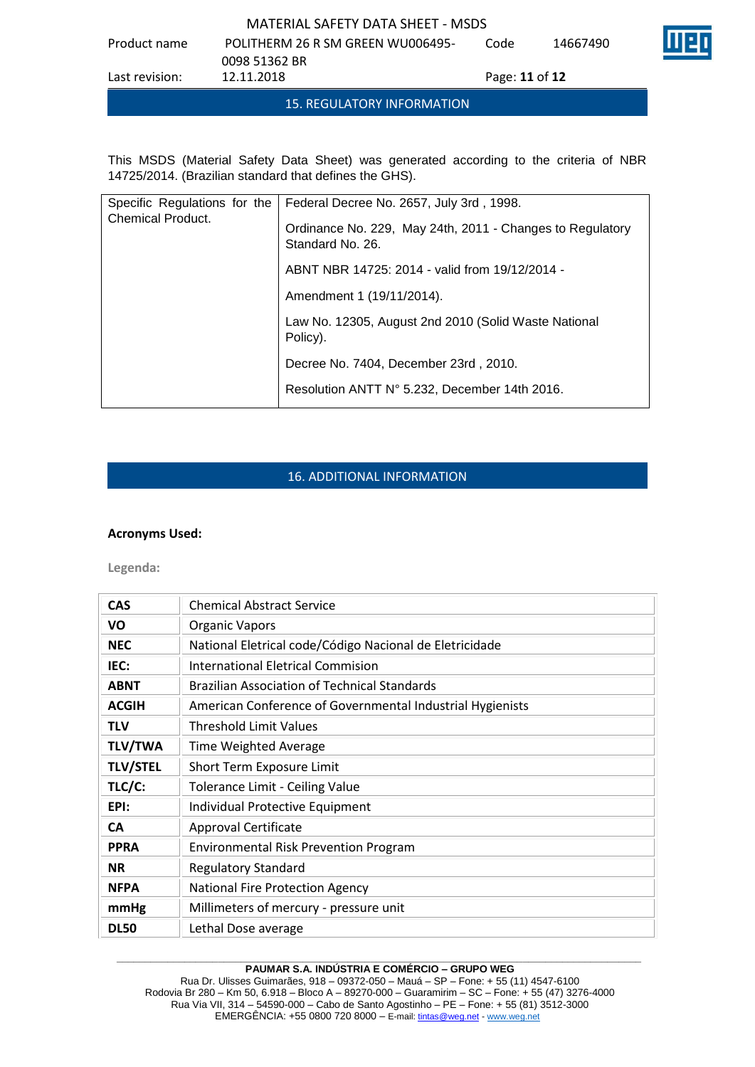## 15. REGULATORY INFORMATION

This MSDS (Material Safety Data Sheet) was generated according to the criteria of NBR 14725/2014. (Brazilian standard that defines the GHS).

| Specific Regulations for the Chemical Product. | Federal Decree No. 2657, July 3rd , 1998.<br>Ordinance No. 229, May 24th, 2011 - Changes to Regulatory Standard No. 26.<br>ABNT NBR 14725: 2014 - valid from 19/12/2014 -<br>Amendment 1 (19/11/2014).<br>Law No. 12305, August 2nd 2010 (Solid Waste National Policy).<br>Decree No. 7404, December 23rd , 2010.<br>Resolution ANTT N° 5.232, December 14th 2016. |
|---|---|

## 16. ADDITIONAL INFORMATION

**Acronyms Used:**

**Legenda:**

| | |
|---|---|
| **CAS** | Chemical Abstract Service |
| **VO** | Organic Vapors |
| **NEC** | National Eletrical code/Código Nacional de Eletricidade |
| **IEC:** | International Eletrical Commision |
| **ABNT** | Brazilian Association of Technical Standards |
| **ACGIH** | American Conference of Governmental Industrial Hygienists |
| **TLV** | Threshold Limit Values |
| **TLV/TWA** | Time Weighted Average |
| **TLV/STEL** | Short Term Exposure Limit |
| **TLC/C:** | Tolerance Limit - Ceiling Value |
| **EPI:** | Individual Protective Equipment |
| **CA** | Approval Certificate |
| **PPRA** | Environmental Risk Prevention Program |
| **NR** | Regulatory Standard |
| **NFPA** | National Fire Protection Agency |
| **mmHg** | Millimeters of mercury - pressure unit |
| **DL50** | Lethal Dose average |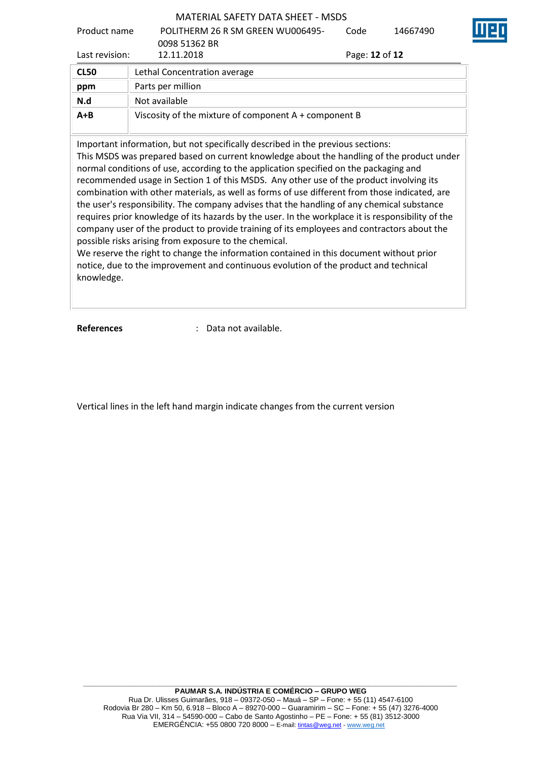| | |
|---|---|
| **CL50** | Lethal Concentration average |
| **ppm** | Parts per million |
| **N.d** | Not available |
| **A+B** | Viscosity of the mixture of component A + component B |

Important information, but not specifically described in the previous sections:
This MSDS was prepared based on current knowledge about the handling of the product under normal conditions of use, according to the application specified on the packaging and recommended usage in Section 1 of this MSDS. Any other use of the product involving its combination with other materials, as well as forms of use different from those indicated, are the user's responsibility. The company advises that the handling of any chemical substance requires prior knowledge of its hazards by the user. In the workplace it is responsibility of the company user of the product to provide training of its employees and contractors about the possible risks arising from exposure to the chemical.
We reserve the right to change the information contained in this document without prior notice, due to the improvement and continuous evolution of the product and technical knowledge.

**References** : Data not available.

Vertical lines in the left hand margin indicate changes from the current version